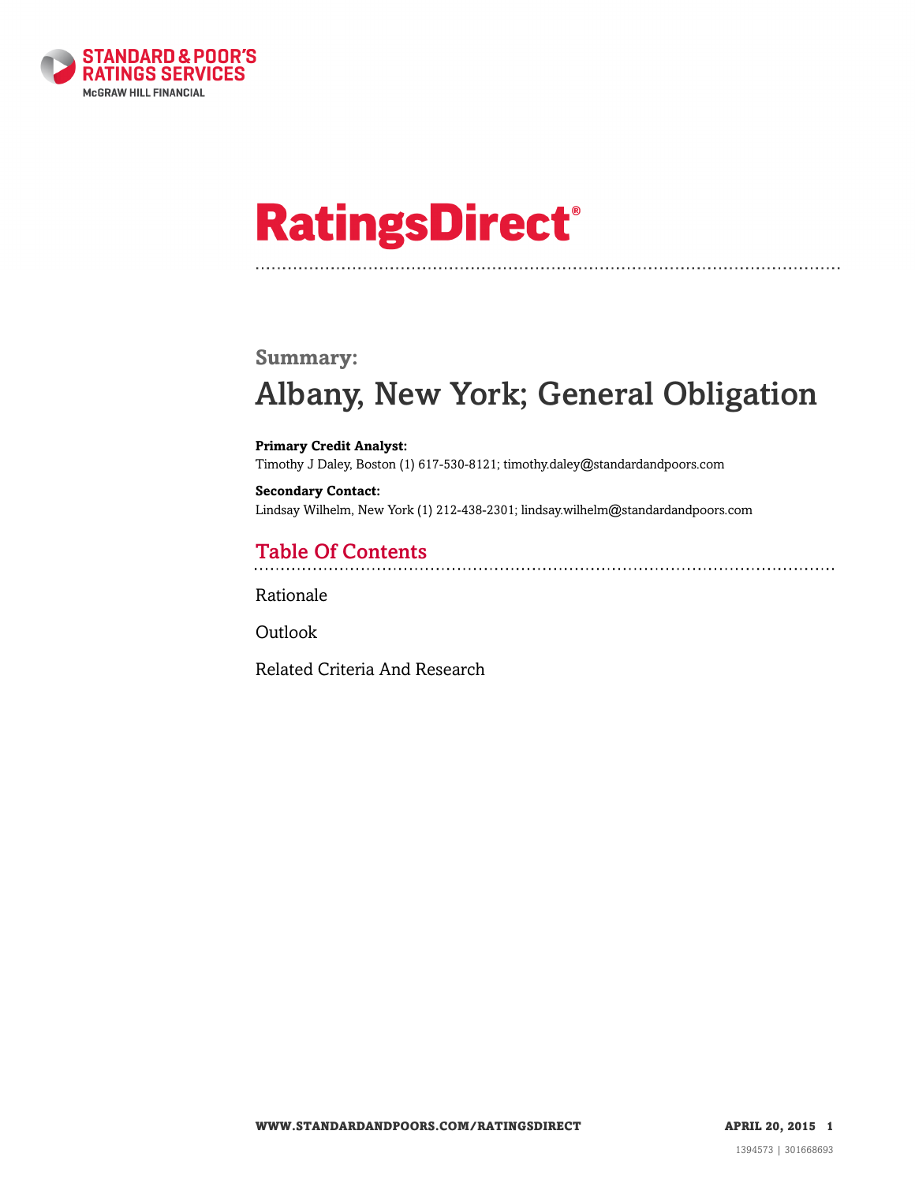STANDARD & POOR'S RATINGS SERVICES
McGRAW HILL FINANCIAL

# RatingsDirect®

## Summary:

# Albany, New York; General Obligation

**Primary Credit Analyst:**
Timothy J Daley, Boston (1) 617-530-8121; timothy.daley@standardandpoors.com

**Secondary Contact:**
Lindsay Wilhelm, New York (1) 212-438-2301; lindsay.wilhelm@standardandpoors.com

## Table Of Contents

Rationale

Outlook

Related Criteria And Research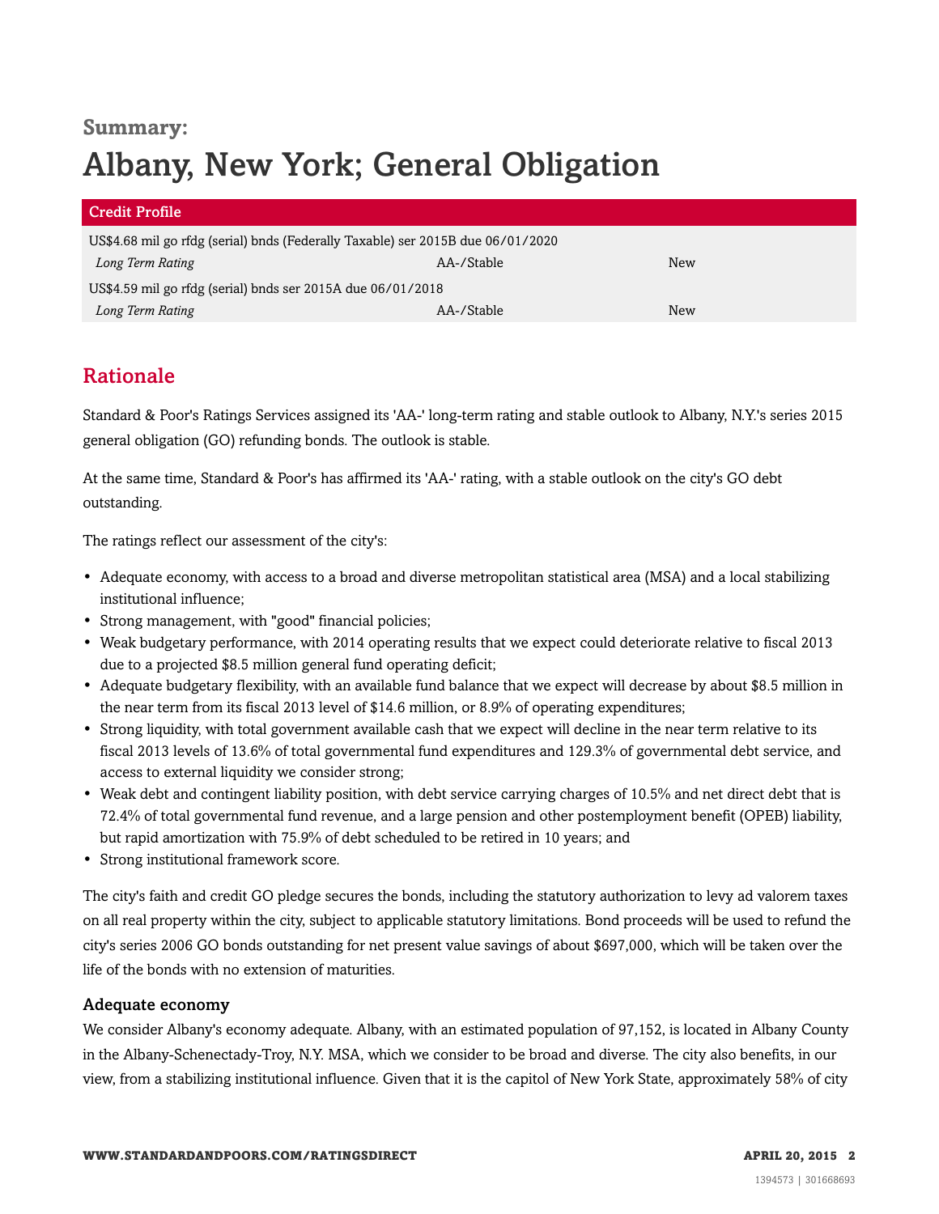## Summary:

# Albany, New York; General Obligation

| Credit Profile | | |
|---|---|---|
| US$4.68 mil go rfdg (serial) bnds (Federally Taxable) ser 2015B due 06/01/2020 | | |
| *Long Term Rating* | AA-/Stable | New |
| US$4.59 mil go rfdg (serial) bnds ser 2015A due 06/01/2018 | | |
| *Long Term Rating* | AA-/Stable | New |

## Rationale

Standard & Poor's Ratings Services assigned its 'AA-' long-term rating and stable outlook to Albany, N.Y.'s series 2015 general obligation (GO) refunding bonds. The outlook is stable.

At the same time, Standard & Poor's has affirmed its 'AA-' rating, with a stable outlook on the city's GO debt outstanding.

The ratings reflect our assessment of the city's:

- Adequate economy, with access to a broad and diverse metropolitan statistical area (MSA) and a local stabilizing institutional influence;
- Strong management, with "good" financial policies;
- Weak budgetary performance, with 2014 operating results that we expect could deteriorate relative to fiscal 2013 due to a projected $8.5 million general fund operating deficit;
- Adequate budgetary flexibility, with an available fund balance that we expect will decrease by about $8.5 million in the near term from its fiscal 2013 level of $14.6 million, or 8.9% of operating expenditures;
- Strong liquidity, with total government available cash that we expect will decline in the near term relative to its fiscal 2013 levels of 13.6% of total governmental fund expenditures and 129.3% of governmental debt service, and access to external liquidity we consider strong;
- Weak debt and contingent liability position, with debt service carrying charges of 10.5% and net direct debt that is 72.4% of total governmental fund revenue, and a large pension and other postemployment benefit (OPEB) liability, but rapid amortization with 75.9% of debt scheduled to be retired in 10 years; and
- Strong institutional framework score.

The city's faith and credit GO pledge secures the bonds, including the statutory authorization to levy ad valorem taxes on all real property within the city, subject to applicable statutory limitations. Bond proceeds will be used to refund the city's series 2006 GO bonds outstanding for net present value savings of about $697,000, which will be taken over the life of the bonds with no extension of maturities.

### Adequate economy

We consider Albany's economy adequate. Albany, with an estimated population of 97,152, is located in Albany County in the Albany-Schenectady-Troy, N.Y. MSA, which we consider to be broad and diverse. The city also benefits, in our view, from a stabilizing institutional influence. Given that it is the capitol of New York State, approximately 58% of city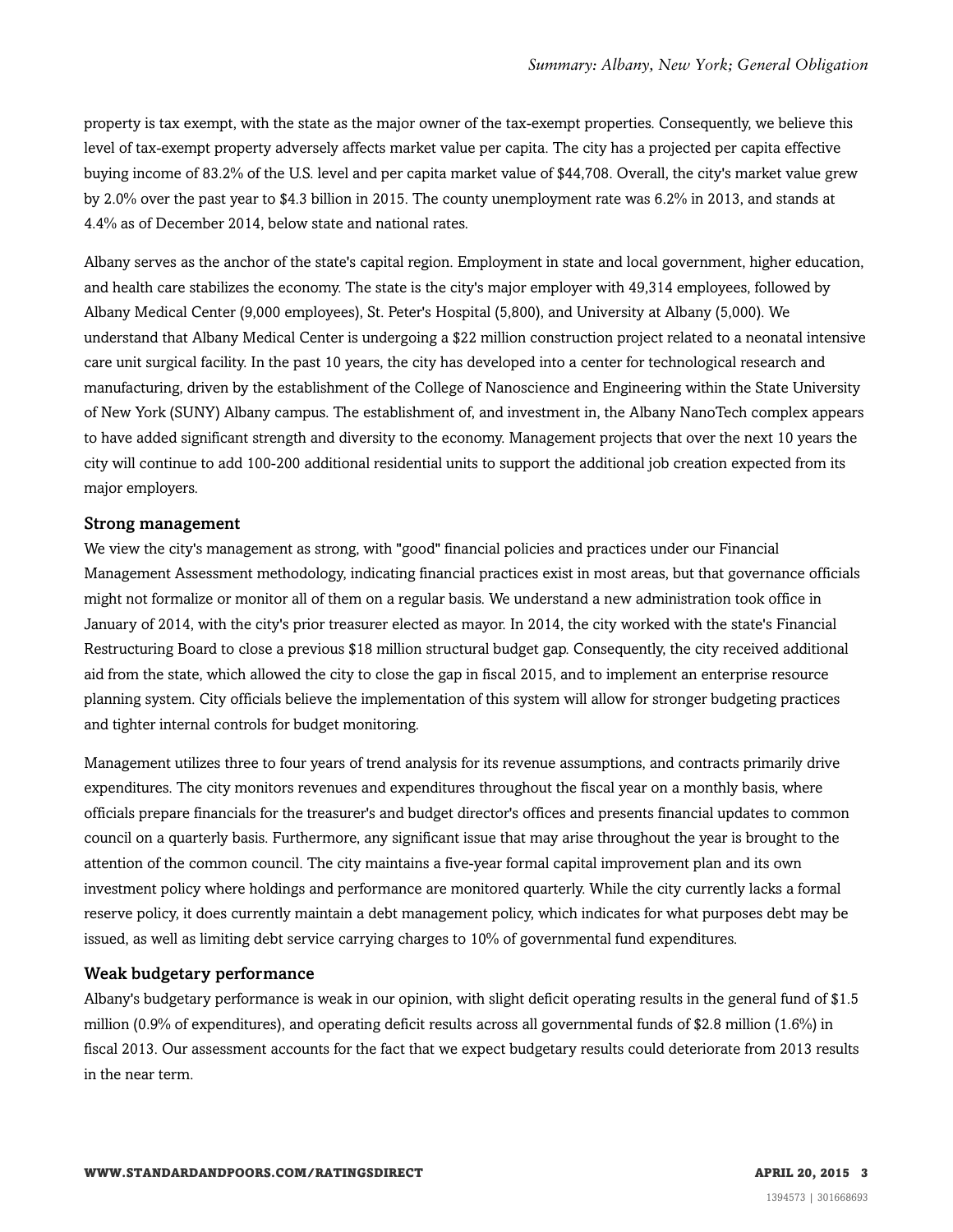property is tax exempt, with the state as the major owner of the tax-exempt properties. Consequently, we believe this level of tax-exempt property adversely affects market value per capita. The city has a projected per capita effective buying income of 83.2% of the U.S. level and per capita market value of $44,708. Overall, the city's market value grew by 2.0% over the past year to $4.3 billion in 2015. The county unemployment rate was 6.2% in 2013, and stands at 4.4% as of December 2014, below state and national rates.

Albany serves as the anchor of the state's capital region. Employment in state and local government, higher education, and health care stabilizes the economy. The state is the city's major employer with 49,314 employees, followed by Albany Medical Center (9,000 employees), St. Peter's Hospital (5,800), and University at Albany (5,000). We understand that Albany Medical Center is undergoing a $22 million construction project related to a neonatal intensive care unit surgical facility. In the past 10 years, the city has developed into a center for technological research and manufacturing, driven by the establishment of the College of Nanoscience and Engineering within the State University of New York (SUNY) Albany campus. The establishment of, and investment in, the Albany NanoTech complex appears to have added significant strength and diversity to the economy. Management projects that over the next 10 years the city will continue to add 100-200 additional residential units to support the additional job creation expected from its major employers.

### Strong management

We view the city's management as strong, with "good" financial policies and practices under our Financial Management Assessment methodology, indicating financial practices exist in most areas, but that governance officials might not formalize or monitor all of them on a regular basis. We understand a new administration took office in January of 2014, with the city's prior treasurer elected as mayor. In 2014, the city worked with the state's Financial Restructuring Board to close a previous $18 million structural budget gap. Consequently, the city received additional aid from the state, which allowed the city to close the gap in fiscal 2015, and to implement an enterprise resource planning system. City officials believe the implementation of this system will allow for stronger budgeting practices and tighter internal controls for budget monitoring.

Management utilizes three to four years of trend analysis for its revenue assumptions, and contracts primarily drive expenditures. The city monitors revenues and expenditures throughout the fiscal year on a monthly basis, where officials prepare financials for the treasurer's and budget director's offices and presents financial updates to common council on a quarterly basis. Furthermore, any significant issue that may arise throughout the year is brought to the attention of the common council. The city maintains a five-year formal capital improvement plan and its own investment policy where holdings and performance are monitored quarterly. While the city currently lacks a formal reserve policy, it does currently maintain a debt management policy, which indicates for what purposes debt may be issued, as well as limiting debt service carrying charges to 10% of governmental fund expenditures.

### Weak budgetary performance

Albany's budgetary performance is weak in our opinion, with slight deficit operating results in the general fund of $1.5 million (0.9% of expenditures), and operating deficit results across all governmental funds of $2.8 million (1.6%) in fiscal 2013. Our assessment accounts for the fact that we expect budgetary results could deteriorate from 2013 results in the near term.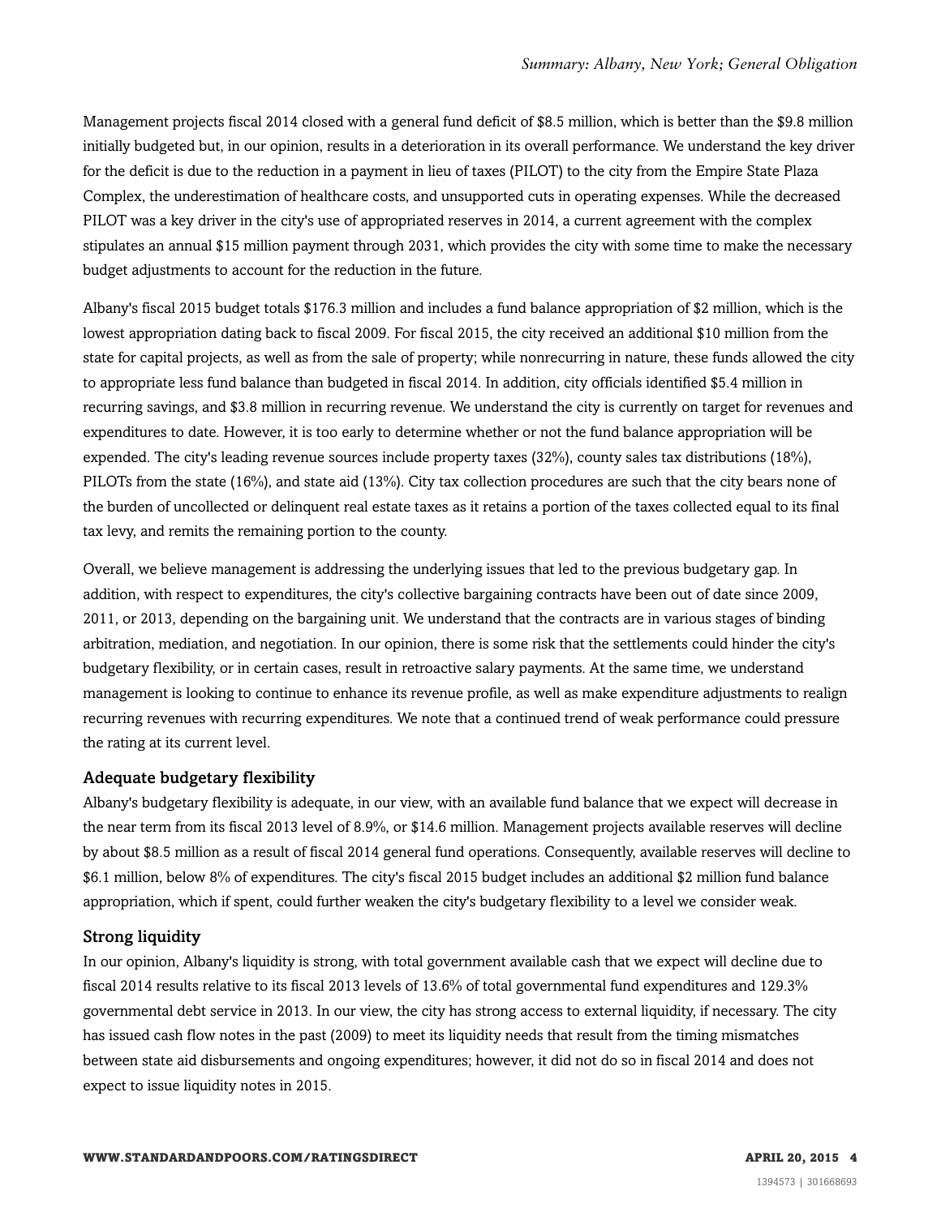Management projects fiscal 2014 closed with a general fund deficit of $8.5 million, which is better than the $9.8 million initially budgeted but, in our opinion, results in a deterioration in its overall performance. We understand the key driver for the deficit is due to the reduction in a payment in lieu of taxes (PILOT) to the city from the Empire State Plaza Complex, the underestimation of healthcare costs, and unsupported cuts in operating expenses. While the decreased PILOT was a key driver in the city's use of appropriated reserves in 2014, a current agreement with the complex stipulates an annual $15 million payment through 2031, which provides the city with some time to make the necessary budget adjustments to account for the reduction in the future.

Albany's fiscal 2015 budget totals $176.3 million and includes a fund balance appropriation of $2 million, which is the lowest appropriation dating back to fiscal 2009. For fiscal 2015, the city received an additional $10 million from the state for capital projects, as well as from the sale of property; while nonrecurring in nature, these funds allowed the city to appropriate less fund balance than budgeted in fiscal 2014. In addition, city officials identified $5.4 million in recurring savings, and $3.8 million in recurring revenue. We understand the city is currently on target for revenues and expenditures to date. However, it is too early to determine whether or not the fund balance appropriation will be expended. The city's leading revenue sources include property taxes (32%), county sales tax distributions (18%), PILOTs from the state (16%), and state aid (13%). City tax collection procedures are such that the city bears none of the burden of uncollected or delinquent real estate taxes as it retains a portion of the taxes collected equal to its final tax levy, and remits the remaining portion to the county.

Overall, we believe management is addressing the underlying issues that led to the previous budgetary gap. In addition, with respect to expenditures, the city's collective bargaining contracts have been out of date since 2009, 2011, or 2013, depending on the bargaining unit. We understand that the contracts are in various stages of binding arbitration, mediation, and negotiation. In our opinion, there is some risk that the settlements could hinder the city's budgetary flexibility, or in certain cases, result in retroactive salary payments. At the same time, we understand management is looking to continue to enhance its revenue profile, as well as make expenditure adjustments to realign recurring revenues with recurring expenditures. We note that a continued trend of weak performance could pressure the rating at its current level.

### Adequate budgetary flexibility

Albany's budgetary flexibility is adequate, in our view, with an available fund balance that we expect will decrease in the near term from its fiscal 2013 level of 8.9%, or $14.6 million. Management projects available reserves will decline by about $8.5 million as a result of fiscal 2014 general fund operations. Consequently, available reserves will decline to $6.1 million, below 8% of expenditures. The city's fiscal 2015 budget includes an additional $2 million fund balance appropriation, which if spent, could further weaken the city's budgetary flexibility to a level we consider weak.

### Strong liquidity

In our opinion, Albany's liquidity is strong, with total government available cash that we expect will decline due to fiscal 2014 results relative to its fiscal 2013 levels of 13.6% of total governmental fund expenditures and 129.3% governmental debt service in 2013. In our view, the city has strong access to external liquidity, if necessary. The city has issued cash flow notes in the past (2009) to meet its liquidity needs that result from the timing mismatches between state aid disbursements and ongoing expenditures; however, it did not do so in fiscal 2014 and does not expect to issue liquidity notes in 2015.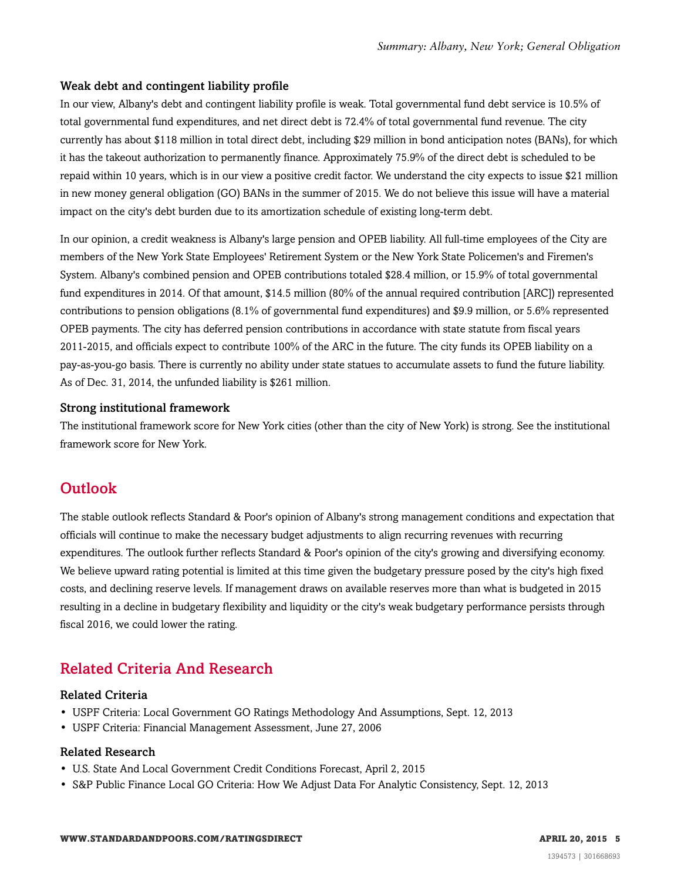### Weak debt and contingent liability profile

In our view, Albany's debt and contingent liability profile is weak. Total governmental fund debt service is 10.5% of total governmental fund expenditures, and net direct debt is 72.4% of total governmental fund revenue. The city currently has about $118 million in total direct debt, including $29 million in bond anticipation notes (BANs), for which it has the takeout authorization to permanently finance. Approximately 75.9% of the direct debt is scheduled to be repaid within 10 years, which is in our view a positive credit factor. We understand the city expects to issue $21 million in new money general obligation (GO) BANs in the summer of 2015. We do not believe this issue will have a material impact on the city's debt burden due to its amortization schedule of existing long-term debt.

In our opinion, a credit weakness is Albany's large pension and OPEB liability. All full-time employees of the City are members of the New York State Employees' Retirement System or the New York State Policemen's and Firemen's System. Albany's combined pension and OPEB contributions totaled $28.4 million, or 15.9% of total governmental fund expenditures in 2014. Of that amount, $14.5 million (80% of the annual required contribution [ARC]) represented contributions to pension obligations (8.1% of governmental fund expenditures) and $9.9 million, or 5.6% represented OPEB payments. The city has deferred pension contributions in accordance with state statute from fiscal years 2011-2015, and officials expect to contribute 100% of the ARC in the future. The city funds its OPEB liability on a pay-as-you-go basis. There is currently no ability under state statues to accumulate assets to fund the future liability. As of Dec. 31, 2014, the unfunded liability is $261 million.

### Strong institutional framework

The institutional framework score for New York cities (other than the city of New York) is strong. See the institutional framework score for New York.

## Outlook

The stable outlook reflects Standard & Poor's opinion of Albany's strong management conditions and expectation that officials will continue to make the necessary budget adjustments to align recurring revenues with recurring expenditures. The outlook further reflects Standard & Poor's opinion of the city's growing and diversifying economy. We believe upward rating potential is limited at this time given the budgetary pressure posed by the city's high fixed costs, and declining reserve levels. If management draws on available reserves more than what is budgeted in 2015 resulting in a decline in budgetary flexibility and liquidity or the city's weak budgetary performance persists through fiscal 2016, we could lower the rating.

## Related Criteria And Research

### Related Criteria

- USPF Criteria: Local Government GO Ratings Methodology And Assumptions, Sept. 12, 2013
- USPF Criteria: Financial Management Assessment, June 27, 2006

### Related Research

- U.S. State And Local Government Credit Conditions Forecast, April 2, 2015
- S&P Public Finance Local GO Criteria: How We Adjust Data For Analytic Consistency, Sept. 12, 2013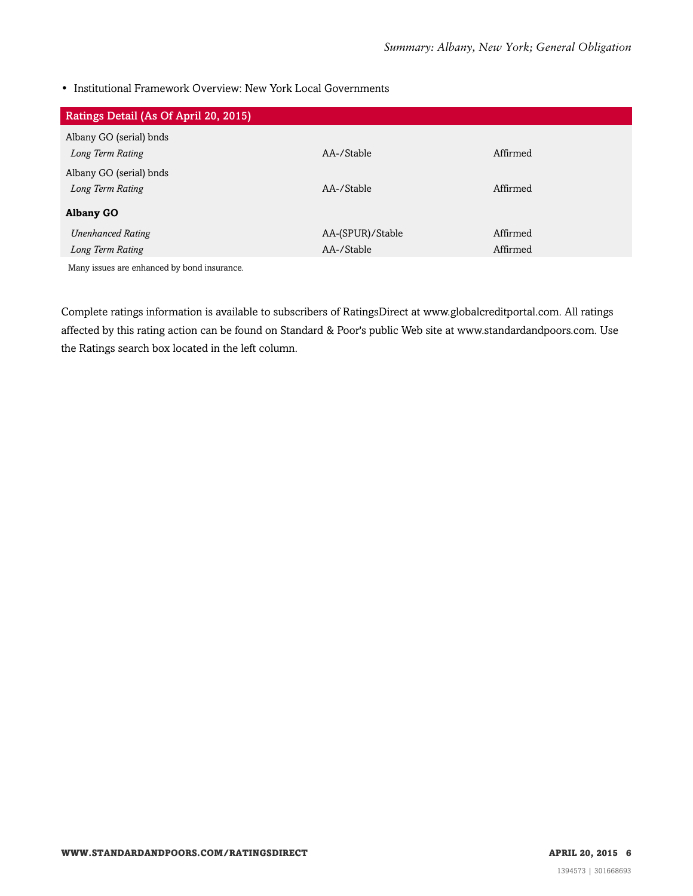- Institutional Framework Overview: New York Local Governments

| Ratings Detail (As Of April 20, 2015) | | |
|---|---|---|
| Albany GO (serial) bnds | | |
| *Long Term Rating* | AA-/Stable | Affirmed |
| Albany GO (serial) bnds | | |
| *Long Term Rating* | AA-/Stable | Affirmed |
| **Albany GO** | | |
| *Unenhanced Rating* | AA-(SPUR)/Stable | Affirmed |
| *Long Term Rating* | AA-/Stable | Affirmed |

Many issues are enhanced by bond insurance.

Complete ratings information is available to subscribers of RatingsDirect at www.globalcreditportal.com. All ratings affected by this rating action can be found on Standard & Poor's public Web site at www.standardandpoors.com. Use the Ratings search box located in the left column.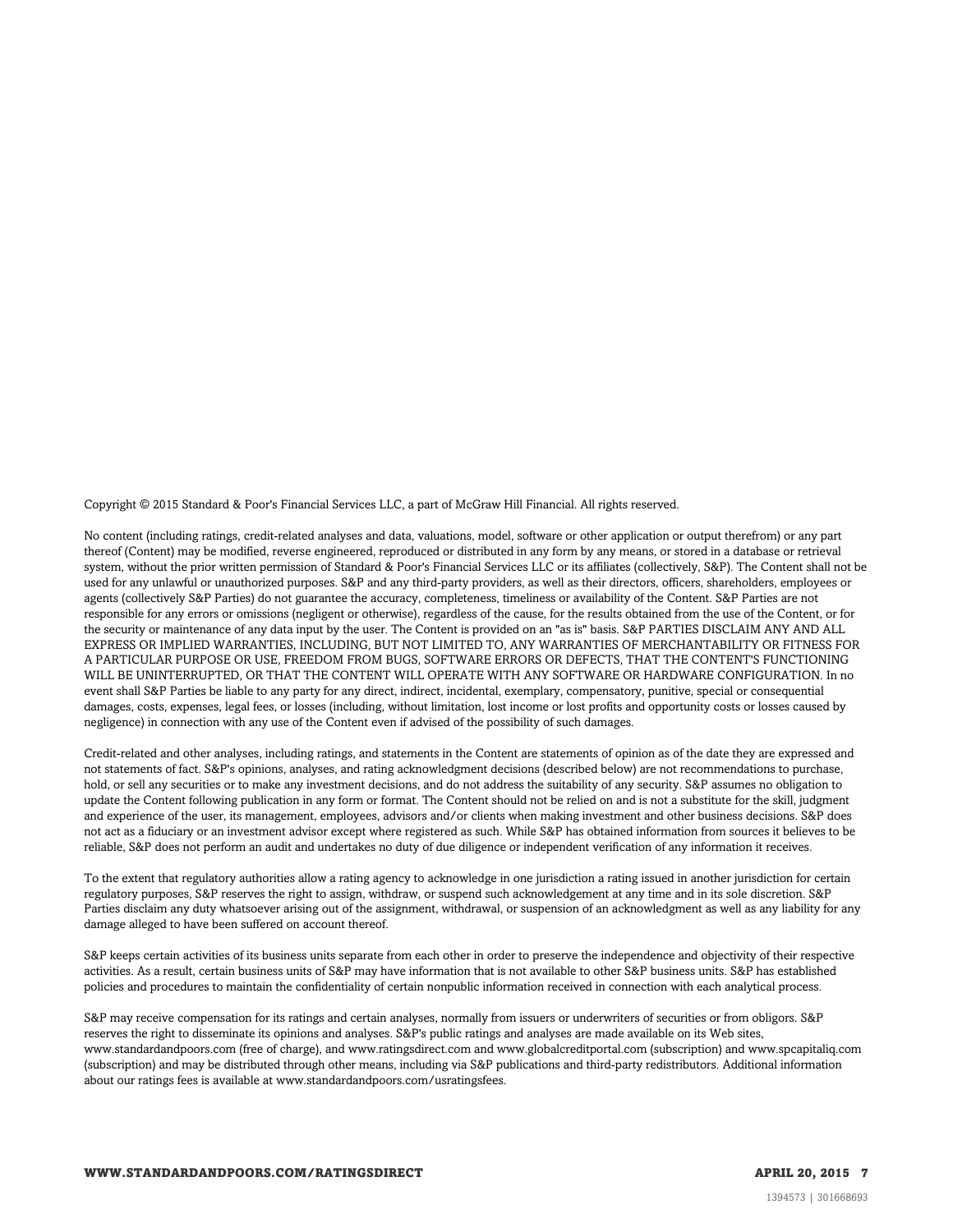Copyright © 2015 Standard & Poor's Financial Services LLC, a part of McGraw Hill Financial. All rights reserved.

No content (including ratings, credit-related analyses and data, valuations, model, software or other application or output therefrom) or any part thereof (Content) may be modified, reverse engineered, reproduced or distributed in any form by any means, or stored in a database or retrieval system, without the prior written permission of Standard & Poor's Financial Services LLC or its affiliates (collectively, S&P). The Content shall not be used for any unlawful or unauthorized purposes. S&P and any third-party providers, as well as their directors, officers, shareholders, employees or agents (collectively S&P Parties) do not guarantee the accuracy, completeness, timeliness or availability of the Content. S&P Parties are not responsible for any errors or omissions (negligent or otherwise), regardless of the cause, for the results obtained from the use of the Content, or for the security or maintenance of any data input by the user. The Content is provided on an "as is" basis. S&P PARTIES DISCLAIM ANY AND ALL EXPRESS OR IMPLIED WARRANTIES, INCLUDING, BUT NOT LIMITED TO, ANY WARRANTIES OF MERCHANTABILITY OR FITNESS FOR A PARTICULAR PURPOSE OR USE, FREEDOM FROM BUGS, SOFTWARE ERRORS OR DEFECTS, THAT THE CONTENT'S FUNCTIONING WILL BE UNINTERRUPTED, OR THAT THE CONTENT WILL OPERATE WITH ANY SOFTWARE OR HARDWARE CONFIGURATION. In no event shall S&P Parties be liable to any party for any direct, indirect, incidental, exemplary, compensatory, punitive, special or consequential damages, costs, expenses, legal fees, or losses (including, without limitation, lost income or lost profits and opportunity costs or losses caused by negligence) in connection with any use of the Content even if advised of the possibility of such damages.

Credit-related and other analyses, including ratings, and statements in the Content are statements of opinion as of the date they are expressed and not statements of fact. S&P's opinions, analyses, and rating acknowledgment decisions (described below) are not recommendations to purchase, hold, or sell any securities or to make any investment decisions, and do not address the suitability of any security. S&P assumes no obligation to update the Content following publication in any form or format. The Content should not be relied on and is not a substitute for the skill, judgment and experience of the user, its management, employees, advisors and/or clients when making investment and other business decisions. S&P does not act as a fiduciary or an investment advisor except where registered as such. While S&P has obtained information from sources it believes to be reliable, S&P does not perform an audit and undertakes no duty of due diligence or independent verification of any information it receives.

To the extent that regulatory authorities allow a rating agency to acknowledge in one jurisdiction a rating issued in another jurisdiction for certain regulatory purposes, S&P reserves the right to assign, withdraw, or suspend such acknowledgement at any time and in its sole discretion. S&P Parties disclaim any duty whatsoever arising out of the assignment, withdrawal, or suspension of an acknowledgment as well as any liability for any damage alleged to have been suffered on account thereof.

S&P keeps certain activities of its business units separate from each other in order to preserve the independence and objectivity of their respective activities. As a result, certain business units of S&P may have information that is not available to other S&P business units. S&P has established policies and procedures to maintain the confidentiality of certain nonpublic information received in connection with each analytical process.

S&P may receive compensation for its ratings and certain analyses, normally from issuers or underwriters of securities or from obligors. S&P reserves the right to disseminate its opinions and analyses. S&P's public ratings and analyses are made available on its Web sites, www.standardandpoors.com (free of charge), and www.ratingsdirect.com and www.globalcreditportal.com (subscription) and www.spcapitaliq.com (subscription) and may be distributed through other means, including via S&P publications and third-party redistributors. Additional information about our ratings fees is available at www.standardandpoors.com/usratingsfees.